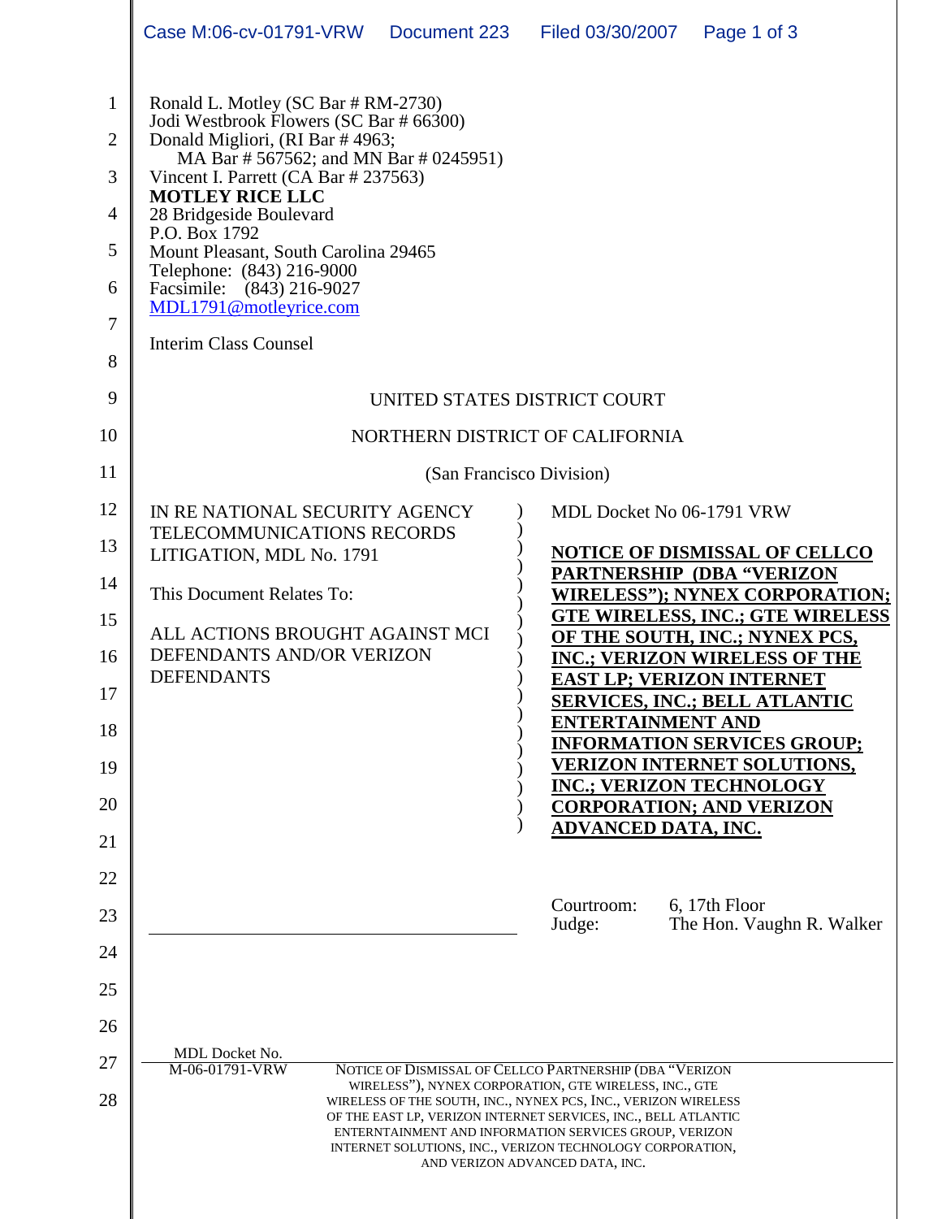Ronald L. Motley (SC Bar # RM-2730)
Jodi Westbrook Flowers (SC Bar # 66300)
Donald Migliori, (RI Bar # 4963;
MA Bar # 567562; and MN Bar # 0245951)
Vincent I. Parrett (CA Bar # 237563)
**MOTLEY RICE LLC**
28 Bridgeside Boulevard
P.O. Box 1792
Mount Pleasant, South Carolina 29465
Telephone: (843) 216-9000
Facsimile: (843) 216-9027
MDL1791@motleyrice.com

Interim Class Counsel

UNITED STATES DISTRICT COURT

NORTHERN DISTRICT OF CALIFORNIA

(San Francisco Division)

IN RE NATIONAL SECURITY AGENCY TELECOMMUNICATIONS RECORDS LITIGATION, MDL No. 1791

This Document Relates To:

ALL ACTIONS BROUGHT AGAINST MCI DEFENDANTS AND/OR VERIZON DEFENDANTS

MDL Docket No 06-1791 VRW

**NOTICE OF DISMISSAL OF CELLCO PARTNERSHIP (DBA "VERIZON WIRELESS"); NYNEX CORPORATION; GTE WIRELESS, INC.; GTE WIRELESS OF THE SOUTH, INC.; NYNEX PCS, INC.; VERIZON WIRELESS OF THE EAST LP; VERIZON INTERNET SERVICES, INC.; BELL ATLANTIC ENTERTAINMENT AND INFORMATION SERVICES GROUP; VERIZON INTERNET SOLUTIONS, INC.; VERIZON TECHNOLOGY CORPORATION; AND VERIZON ADVANCED DATA, INC.**

Courtroom: 6, 17th Floor
Judge: The Hon. Vaughn R. Walker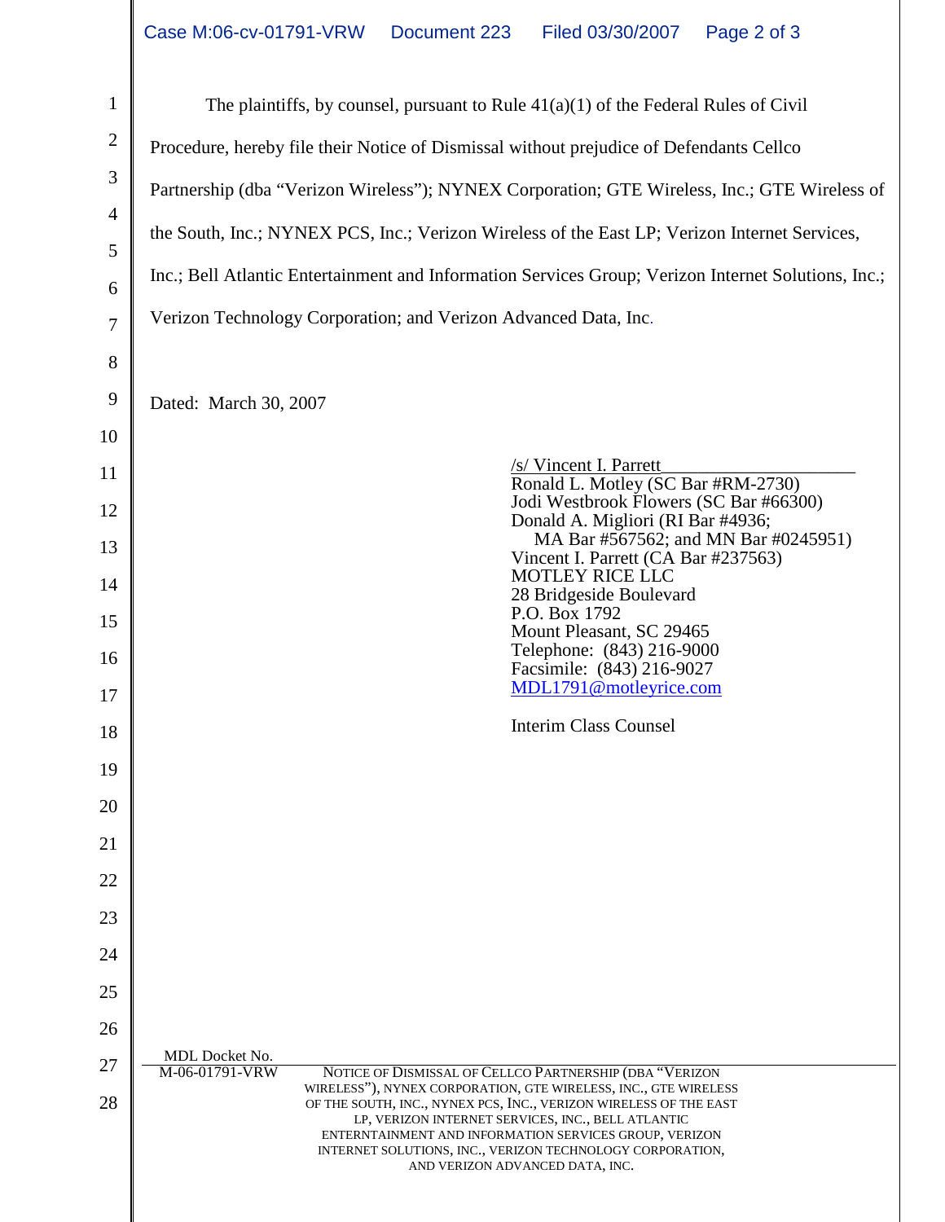The plaintiffs, by counsel, pursuant to Rule 41(a)(1) of the Federal Rules of Civil Procedure, hereby file their Notice of Dismissal without prejudice of Defendants Cellco Partnership (dba "Verizon Wireless"); NYNEX Corporation; GTE Wireless, Inc.; GTE Wireless of the South, Inc.; NYNEX PCS, Inc.; Verizon Wireless of the East LP; Verizon Internet Services, Inc.; Bell Atlantic Entertainment and Information Services Group; Verizon Internet Solutions, Inc.; Verizon Technology Corporation; and Verizon Advanced Data, Inc.

Dated: March 30, 2007

/s/ Vincent I. Parrett
Ronald L. Motley (SC Bar #RM-2730)
Jodi Westbrook Flowers (SC Bar #66300)
Donald A. Migliori (RI Bar #4936;
MA Bar #567562; and MN Bar #0245951)
Vincent I. Parrett (CA Bar #237563)
MOTLEY RICE LLC
28 Bridgeside Boulevard
P.O. Box 1792
Mount Pleasant, SC 29465
Telephone: (843) 216-9000
Facsimile: (843) 216-9027
MDL1791@motleyrice.com

Interim Class Counsel

MDL Docket No. M-06-01791-VRW

NOTICE OF DISMISSAL OF CELLCO PARTNERSHIP (DBA "VERIZON WIRELESS"), NYNEX CORPORATION, GTE WIRELESS, INC., GTE WIRELESS OF THE SOUTH, INC., NYNEX PCS, INC., VERIZON WIRELESS OF THE EAST LP, VERIZON INTERNET SERVICES, INC., BELL ATLANTIC ENTERNTAINMENT AND INFORMATION SERVICES GROUP, VERIZON INTERNET SOLUTIONS, INC., VERIZON TECHNOLOGY CORPORATION, AND VERIZON ADVANCED DATA, INC.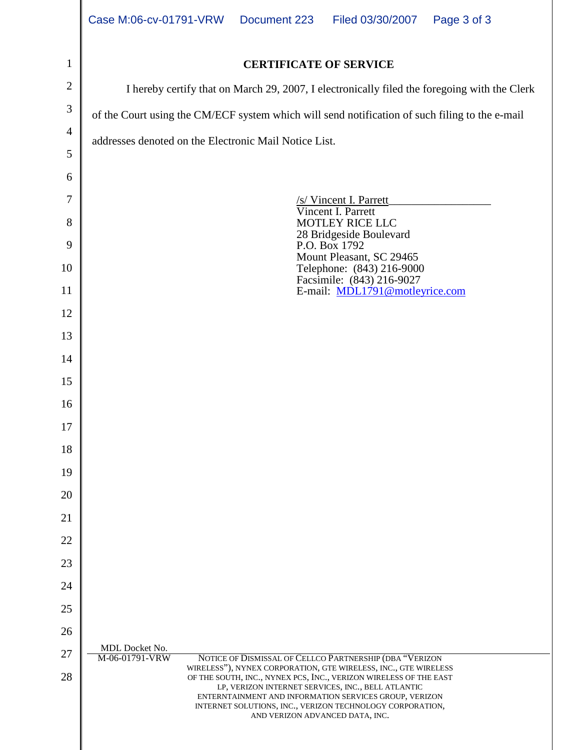## CERTIFICATE OF SERVICE

I hereby certify that on March 29, 2007, I electronically filed the foregoing with the Clerk of the Court using the CM/ECF system which will send notification of such filing to the e-mail addresses denoted on the Electronic Mail Notice List.

/s/ Vincent I. Parrett
Vincent I. Parrett
MOTLEY RICE LLC
28 Bridgeside Boulevard
P.O. Box 1792
Mount Pleasant, SC 29465
Telephone: (843) 216-9000
Facsimile: (843) 216-9027
E-mail: MDL1791@motleyrice.com

MDL Docket No.
M-06-01791-VRW

NOTICE OF DISMISSAL OF CELLCO PARTNERSHIP (DBA "VERIZON WIRELESS"), NYNEX CORPORATION, GTE WIRELESS, INC., GTE WIRELESS OF THE SOUTH, INC., NYNEX PCS, INC., VERIZON WIRELESS OF THE EAST LP, VERIZON INTERNET SERVICES, INC., BELL ATLANTIC ENTERNTAINMENT AND INFORMATION SERVICES GROUP, VERIZON INTERNET SOLUTIONS, INC., VERIZON TECHNOLOGY CORPORATION, AND VERIZON ADVANCED DATA, INC.